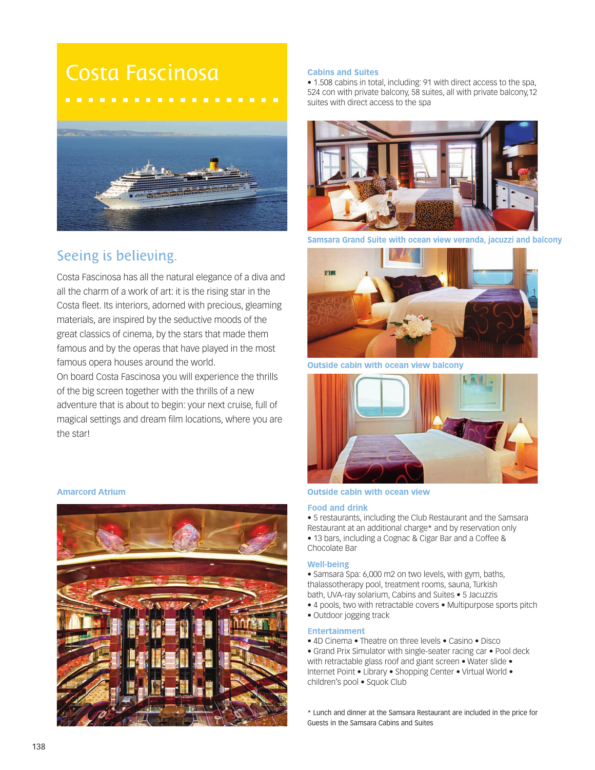# Costa Fascinosa

## Seeing is believing.

Costa Fascinosa has all the natural elegance of a diva and all the charm of a work of art: it is the rising star in the Costa fleet. Its interiors, adorned with precious, gleaming materials, are inspired by the seductive moods of the great classics of cinema, by the stars that made them famous and by the operas that have played in the most famous opera houses around the world.
On board Costa Fascinosa you will experience the thrills of the big screen together with the thrills of a new adventure that is about to begin: your next cruise, full of magical settings and dream film locations, where you are the star!

**Amarcord Atrium**

### Cabins and Suites

- 1.508 cabins in total, including: 91 with direct access to the spa, 524 con with private balcony, 58 suites, all with private balcony,12 suites with direct access to the spa

**Samsara Grand Suite with ocean view veranda, jacuzzi and balcony**

**Outside cabin with ocean view balcony**

**Outside cabin with ocean view**

### Food and drink

- 5 restaurants, including the Club Restaurant and the Samsara Restaurant at an additional charge* and by reservation only
- 13 bars, including a Cognac & Cigar Bar and a Coffee & Chocolate Bar

### Well-being

- Samsara Spa: 6,000 m2 on two levels, with gym, baths, thalassotherapy pool, treatment rooms, sauna, Turkish bath, UVA-ray solarium, Cabins and Suites • 5 Jacuzzis
- 4 pools, two with retractable covers • Multipurpose sports pitch
- Outdoor jogging track

### Entertainment

- 4D Cinema • Theatre on three levels • Casino • Disco
- Grand Prix Simulator with single-seater racing car • Pool deck with retractable glass roof and giant screen • Water slide • Internet Point • Library • Shopping Center • Virtual World • children's pool • Squok Club

\* Lunch and dinner at the Samsara Restaurant are included in the price for Guests in the Samsara Cabins and Suites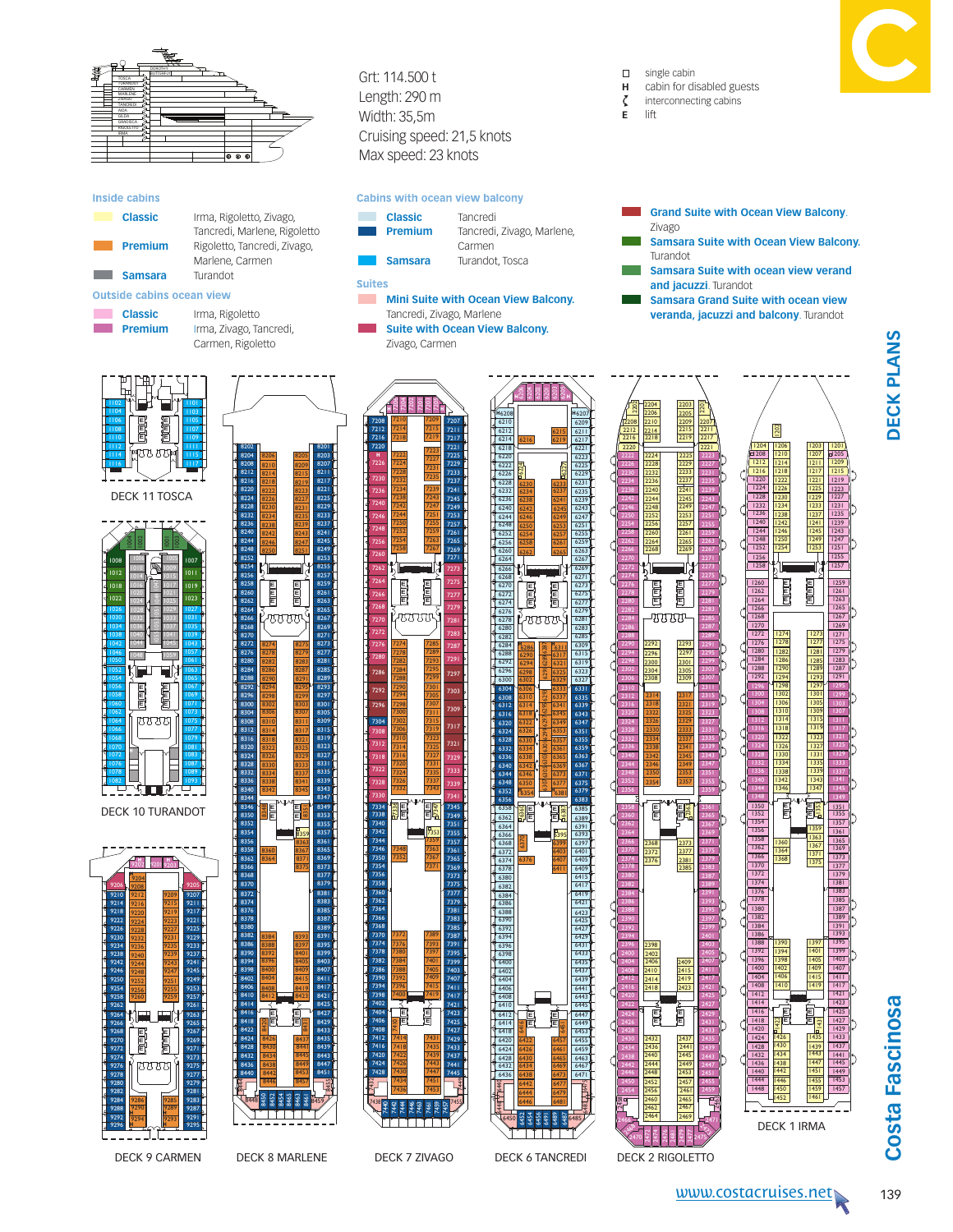Grt: 114.500 t
Length: 290 m
Width: 35,5m
Cruising speed: 21,5 knots
Max speed: 23 knots

- single cabin
- H cabin for disabled guests
- interconnecting cabins
- E lift

### Inside cabins

| | |
|---|---|
| **Classic** | Irma, Rigoletto, Zivago, Tancredi, Marlene, Rigoletto |
| **Premium** | Rigoletto, Tancredi, Zivago, Marlene, Carmen |
| **Samsara** | Turandot |

### Outside cabins ocean view

| | |
|---|---|
| **Classic** | Irma, Rigoletto |
| **Premium** | Irma, Zivago, Tancredi, Carmen, Rigoletto |

### Cabins with ocean view balcony

| | |
|---|---|
| **Classic** | Tancredi |
| **Premium** | Tancredi, Zivago, Marlene, Carmen |
| **Samsara** | Turandot, Tosca |

### Suites

**Mini Suite with Ocean View Balcony.** Tancredi, Zivago, Marlene

**Suite with Ocean View Balcony.** Zivago, Carmen

**Grand Suite with Ocean View Balcony.** Zivago

**Samsara Suite with Ocean View Balcony.** Turandot

**Samsara Suite with ocean view verand and jacuzzi.** Turandot

**Samsara Grand Suite with ocean view veranda, jacuzzi and balcony.** Turandot

DECK 11 TOSCA

DECK 10 TURANDOT

DECK 9 CARMEN

DECK 8 MARLENE

DECK 7 ZIVAGO

DECK 6 TANCREDI

DECK 2 RIGOLETTO

DECK 1 IRMA

DECK PLANS

Costa Fascinosa

www.costacruises.net